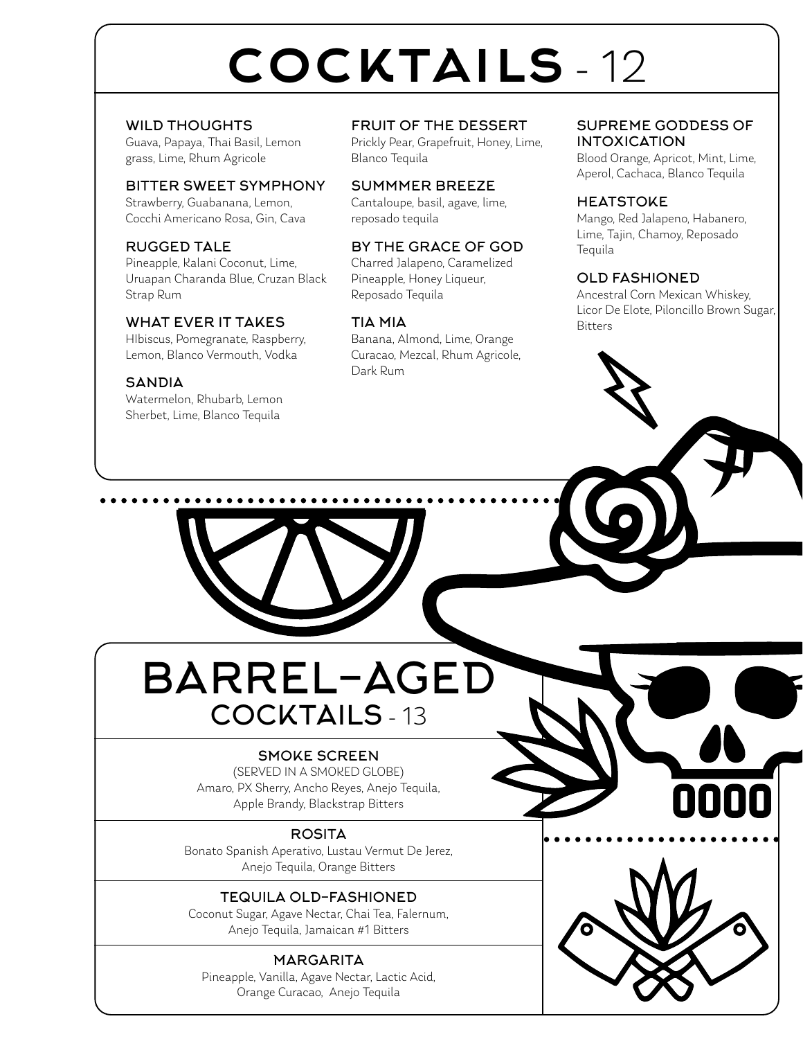# COCKTAILS - 12

### WILD THOUGHTS
Guava, Papaya, Thai Basil, Lemon grass, Lime, Rhum Agricole

### BITTER SWEET SYMPHONY
Strawberry, Guabanana, Lemon, Cocchi Americano Rosa, Gin, Cava

### RUGGED TALE
Pineapple, Kalani Coconut, Lime, Uruapan Charanda Blue, Cruzan Black Strap Rum

### WHAT EVER IT TAKES
HIbiscus, Pomegranate, Raspberry, Lemon, Blanco Vermouth, Vodka

### SANDIA
Watermelon, Rhubarb, Lemon Sherbet, Lime, Blanco Tequila

### FRUIT OF THE DESSERT
Prickly Pear, Grapefruit, Honey, Lime, Blanco Tequila

### SUMMMER BREEZE
Cantaloupe, basil, agave, lime, reposado tequila

### BY THE GRACE OF GOD
Charred Jalapeno, Caramelized Pineapple, Honey Liqueur, Reposado Tequila

### TIA MIA
Banana, Almond, Lime, Orange Curacao, Mezcal, Rhum Agricole, Dark Rum

### SUPREME GODDESS OF INTOXICATION
Blood Orange, Apricot, Mint, Lime, Aperol, Cachaca, Blanco Tequila

### HEATSTOKE
Mango, Red Jalapeno, Habanero, Lime, Tajin, Chamoy, Reposado Tequila

### OLD FASHIONED
Ancestral Corn Mexican Whiskey, Licor De Elote, Piloncillo Brown Sugar, Bitters

# BARREL-AGED COCKTAILS - 13

### SMOKE SCREEN
(SERVED IN A SMOKED GLOBE)
Amaro, PX Sherry, Ancho Reyes, Anejo Tequila, Apple Brandy, Blackstrap Bitters

### ROSITA
Bonato Spanish Aperativo, Lustau Vermut De Jerez, Anejo Tequila, Orange Bitters

### TEQUILA OLD-FASHIONED
Coconut Sugar, Agave Nectar, Chai Tea, Falernum, Anejo Tequila, Jamaican #1 Bitters

### MARGARITA
Pineapple, Vanilla, Agave Nectar, Lactic Acid, Orange Curacao, Anejo Tequila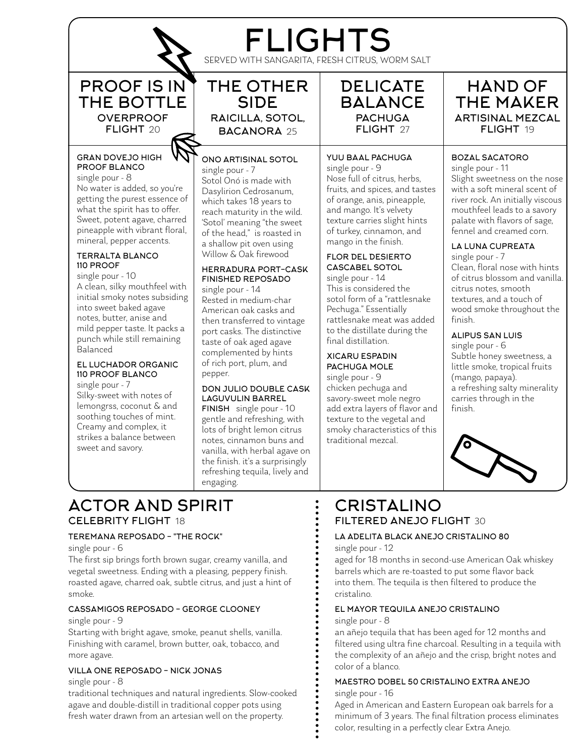# FLIGHTS

SERVED WITH SANGARITA, FRESH CITRUS, WORM SALT

## PROOF IS IN THE BOTTLE

**OVERPROOF FLIGHT** 20

**GRAN DOVEJO HIGH PROOF BLANCO**
single pour - 8
No water is added, so you're getting the purest essence of what the spirit has to offer. Sweet, potent agave, charred pineapple with vibrant floral, mineral, pepper accents.

**TERRALTA BLANCO 110 PROOF**
single pour - 10
A clean, silky mouthfeel with initial smoky notes subsiding into sweet baked agave notes, butter, anise and mild pepper taste. It packs a punch while still remaining Balanced

**EL LUCHADOR ORGANIC 110 PROOF BLANCO**
single pour - 7
Silky-sweet with notes of lemongrss, coconut & and soothing touches of mint. Creamy and complex, it strikes a balance between sweet and savory.

## THE OTHER SIDE

**RAICILLA, SOTOL, BACANORA** 25

**ONO ARTISINAL SOTOL**
single pour - 7
Sotol Onó is made with Dasylirion Cedrosanum, which takes 18 years to reach maturity in the wild. 'Sotol' meaning "the sweet of the head," is roasted in a shallow pit oven using Willow & Oak firewood

**HERRADURA PORT-CASK FINISHED REPOSADO**
single pour - 14
Rested in medium-char American oak casks and then transferred to vintage port casks. The distinctive taste of oak aged agave complemented by hints of rich port, plum, and pepper.

**DON JULIO DOUBLE CASK LAGUVULIN BARREL FINISH** single pour - 10
gentle and refreshing, with lots of bright lemon citrus notes, cinnamon buns and vanilla, with herbal agave on the finish. it's a surprisingly refreshing tequila, lively and engaging.

## DELICATE BALANCE

**PACHUGA FLIGHT** 27

**YUU BAAL PACHUGA**
single pour - 9
Nose full of citrus, herbs, fruits, and spices, and tastes of orange, anis, pineapple, and mango. It's velvety texture carries slight hints of turkey, cinnamon, and mango in the finish.

**FLOR DEL DESIERTO CASCABEL SOTOL**
single pour - 14
This is considered the sotol form of a "rattlesnake Pechuga." Essentially rattlesnake meat was added to the distillate during the final distillation.

**XICARU ESPADIN PACHUGA MOLE**
single pour - 9
chicken pechuga and savory-sweet mole negro add extra layers of flavor and texture to the vegetal and smoky characteristics of this traditional mezcal.

## HAND OF THE MAKER

**ARTISINAL MEZCAL FLIGHT** 19

**BOZAL SACATORO**
single pour - 11
Slight sweetness on the nose with a soft mineral scent of river rock. An initially viscous mouthfeel leads to a savory palate with flavors of sage, fennel and creamed corn.

**LA LUNA CUPREATA**
single pour - 7
Clean, floral nose with hints of citrus blossom and vanilla. citrus notes, smooth textures, and a touch of wood smoke throughout the finish.

**ALIPUS SAN LUIS**
single pour - 6
Subtle honey sweetness, a little smoke, tropical fruits (mango, papaya).
a refreshing salty minerality carries through in the finish.

## ACTOR AND SPIRIT

**CELEBRITY FLIGHT** 18

**TEREMANA REPOSADO – "THE ROCK"**
single pour - 6
The first sip brings forth brown sugar, creamy vanilla, and vegetal sweetness. Ending with a pleasing, peppery finish. roasted agave, charred oak, subtle citrus, and just a hint of smoke.

**CASSAMIGOS REPOSADO – GEORGE CLOONEY**
single pour - 9
Starting with bright agave, smoke, peanut shells, vanilla. Finishing with caramel, brown butter, oak, tobacco, and more agave.

**VILLA ONE REPOSADO – NICK JONAS**
single pour - 8
traditional techniques and natural ingredients. Slow-cooked agave and double-distill in traditional copper pots using fresh water drawn from an artesian well on the property.

## CRISTALINO

**FILTERED ANEJO FLIGHT** 30

**LA ADELITA BLACK ANEJO CRISTALINO 80**
single pour - 12
aged for 18 months in second-use American Oak whiskey barrels which are re-toasted to put some flavor back into them. The tequila is then filtered to produce the cristalino.

**EL MAYOR TEQUILA ANEJO CRISTALINO**
single pour - 8
an añejo tequila that has been aged for 12 months and filtered using ultra fine charcoal. Resulting in a tequila with the complexity of an añejo and the crisp, bright notes and color of a blanco.

**MAESTRO DOBEL 50 CRISTALINO EXTRA ANEJO**
single pour - 16
Aged in American and Eastern European oak barrels for a minimum of 3 years. The final filtration process eliminates color, resulting in a perfectly clear Extra Anejo.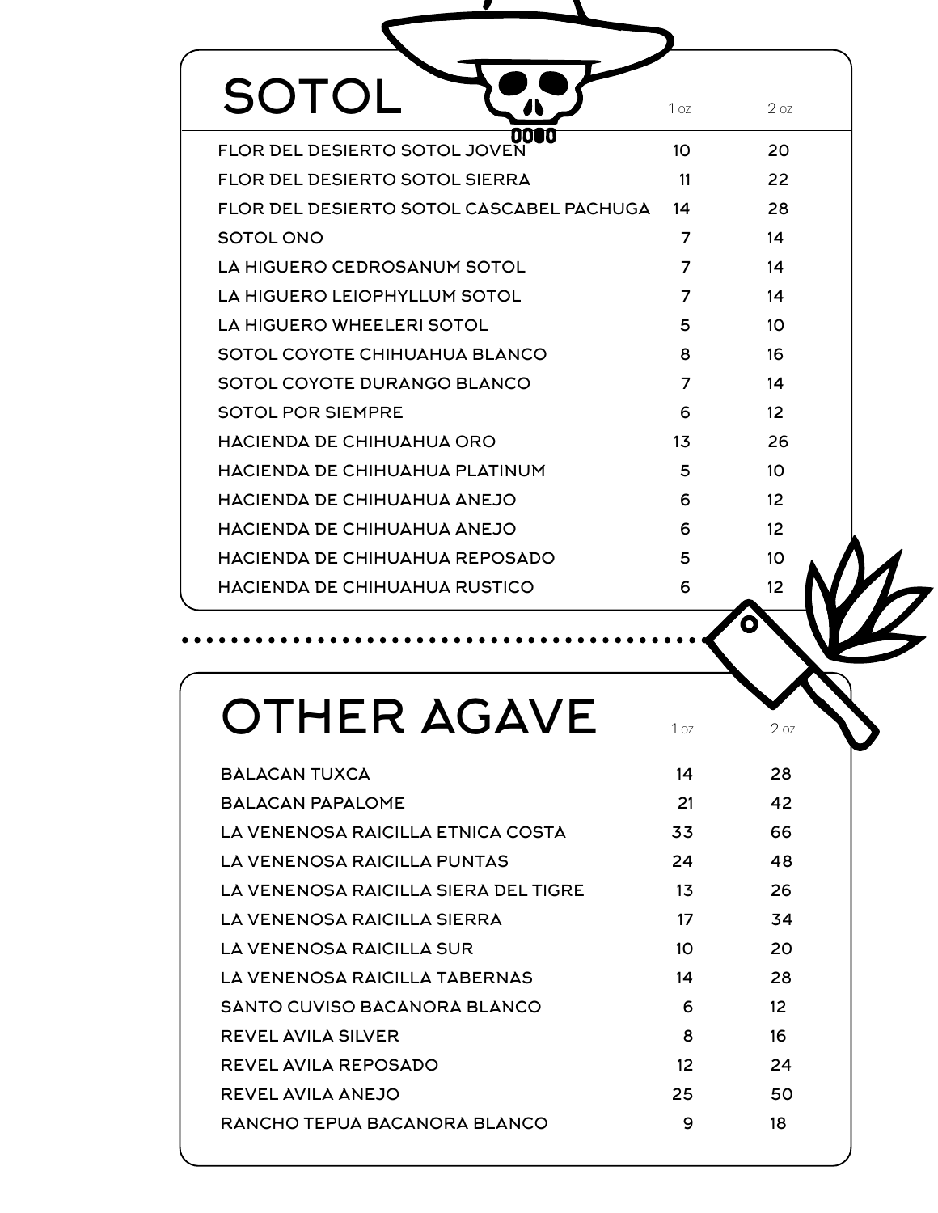# SOTOL

| | 1 oz | 2 oz |
|---|---|---|
| FLOR DEL DESIERTO SOTOL JOVEN | 10 | 20 |
| FLOR DEL DESIERTO SOTOL SIERRA | 11 | 22 |
| FLOR DEL DESIERTO SOTOL CASCABEL PACHUGA | 14 | 28 |
| SOTOL ONO | 7 | 14 |
| LA HIGUERO CEDROSANUM SOTOL | 7 | 14 |
| LA HIGUERO LEIOPHYLLUM SOTOL | 7 | 14 |
| LA HIGUERO WHEELERI SOTOL | 5 | 10 |
| SOTOL COYOTE CHIHUAHUA BLANCO | 8 | 16 |
| SOTOL COYOTE DURANGO BLANCO | 7 | 14 |
| SOTOL POR SIEMPRE | 6 | 12 |
| HACIENDA DE CHIHUAHUA ORO | 13 | 26 |
| HACIENDA DE CHIHUAHUA PLATINUM | 5 | 10 |
| HACIENDA DE CHIHUAHUA ANEJO | 6 | 12 |
| HACIENDA DE CHIHUAHUA ANEJO | 6 | 12 |
| HACIENDA DE CHIHUAHUA REPOSADO | 5 | 10 |
| HACIENDA DE CHIHUAHUA RUSTICO | 6 | 12 |

# OTHER AGAVE

| | 1 oz | 2 oz |
|---|---|---|
| BALACAN TUXCA | 14 | 28 |
| BALACAN PAPALOME | 21 | 42 |
| LA VENENOSA RAICILLA ETNICA COSTA | 33 | 66 |
| LA VENENOSA RAICILLA PUNTAS | 24 | 48 |
| LA VENENOSA RAICILLA SIERA DEL TIGRE | 13 | 26 |
| LA VENENOSA RAICILLA SIERRA | 17 | 34 |
| LA VENENOSA RAICILLA SUR | 10 | 20 |
| LA VENENOSA RAICILLA TABERNAS | 14 | 28 |
| SANTO CUVISO BACANORA BLANCO | 6 | 12 |
| REVEL AVILA SILVER | 8 | 16 |
| REVEL AVILA REPOSADO | 12 | 24 |
| REVEL AVILA ANEJO | 25 | 50 |
| RANCHO TEPUA BACANORA BLANCO | 9 | 18 |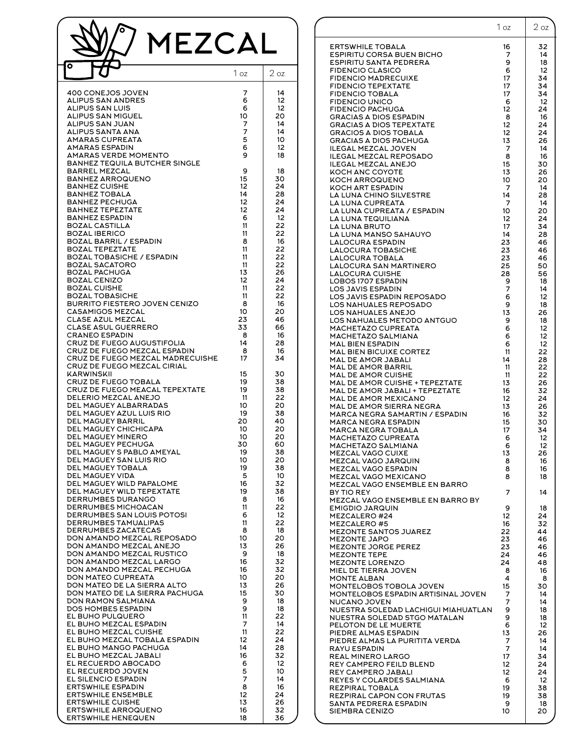# MEZCAL

| | 1 oz | 2 oz |
|---|---|---|
| 400 CONEJOS JOVEN | 7 | 14 |
| ALIPUS SAN ANDRES | 6 | 12 |
| ALIPUS SAN LUIS | 6 | 12 |
| ALIPUS SAN MIGUEL | 10 | 20 |
| ALIPUS SAN JUAN | 7 | 14 |
| ALIPUS SANTA ANA | 7 | 14 |
| AMARAS CUPREATA | 5 | 10 |
| AMARAS ESPADIN | 6 | 12 |
| AMARAS VERDE MOMENTO | 9 | 18 |
| BANHEZ TEQUILA BUTCHER SINGLE BARREL MEZCAL | 9 | 18 |
| BANHEZ ARROQUENO | 15 | 30 |
| BANHEZ CUISHE | 12 | 24 |
| BANHEZ TOBALA | 14 | 28 |
| BANHEZ PECHUGA | 12 | 24 |
| BAHNEZ TEPEZTATE | 12 | 24 |
| BANHEZ ESPADIN | 6 | 12 |
| BOZAL CASTILLA | 11 | 22 |
| BOZAL IBERICO | 11 | 22 |
| BOZAL BARRIL / ESPADIN | 8 | 16 |
| BOZAL TEPEZTATE | 11 | 22 |
| BOZAL TOBASICHE / ESPADIN | 11 | 22 |
| BOZAL SACATORO | 11 | 22 |
| BOZAL PACHUGA | 13 | 26 |
| BOZAL CENIZO | 12 | 24 |
| BOZAL CUISHE | 11 | 22 |
| BOZAL TOBASICHE | 11 | 22 |
| BURRITO FIESTERO JOVEN CENIZO | 8 | 16 |
| CASAMIGOS MEZCAL | 10 | 20 |
| CLASE AZUL MEZCAL | 23 | 46 |
| CLASE ASUL GUERRERO | 33 | 66 |
| CRANEO ESPADIN | 8 | 16 |
| CRUZ DE FUEGO AUGUSTIFOLIA | 14 | 28 |
| CRUZ DE FUEGO MEZCAL ESPADIN | 8 | 16 |
| CRUZ DE FUEGO MEZCAL MADRECUISHE | 17 | 34 |
| CRUZ DE FUEGO MEZCAL CIRIAL KARWINSKII | 15 | 30 |
| CRUZ DE FUEGO TOBALA | 19 | 38 |
| CRUZ DE FUEGO MEACAL TEPEXTATE | 19 | 38 |
| DELERIO MEZCAL ANEJO | 11 | 22 |
| DEL MAGUEY ALBARRADAS | 10 | 20 |
| DEL MAGUEY AZUL LUIS RIO | 19 | 38 |
| DEL MAGUEY BARRIL | 20 | 40 |
| DEL MAGUEY CHICHICAPA | 10 | 20 |
| DEL MAGUEY MINERO | 10 | 20 |
| DEL MAGUEY PECHUGA | 30 | 60 |
| DEL MAGUEY S PABLO AMEYAL | 19 | 38 |
| DEL MAGUEY SAN LUIS RIO | 10 | 20 |
| DEL MAGUEY TOBALA | 19 | 38 |
| DEL MAGUEY VIDA | 5 | 10 |
| DEL MAGUEY WILD PAPALOME | 16 | 32 |
| DEL MAGUEY WILD TEPEXTATE | 19 | 38 |
| DERRUMBES DURANGO | 8 | 16 |
| DERRUMBES MICHOACAN | 11 | 22 |
| DERRUMBES SAN LOUIS POTOSI | 6 | 12 |
| DERRUMBES TAMUALIPAS | 11 | 22 |
| DERRUMBES ZACATECAS | 8 | 18 |
| DON AMANDO MEZCAL REPOSADO | 10 | 20 |
| DON AMANDO MEZCAL ANEJO | 13 | 26 |
| DON AMANDO MEZCAL RUSTICO | 9 | 18 |
| DON AMANDO MEZCAL LARGO | 16 | 32 |
| DON AMANDO MEZCAL PECHUGA | 16 | 32 |
| DON MATEO CUPREATA | 10 | 20 |
| DON MATEO DE LA SIERRA ALTO | 13 | 26 |
| DON MATEO DE LA SIERRA PACHUGA | 15 | 30 |
| DON RAMON SALMIANA | 9 | 18 |
| DOS HOMBES ESPADIN | 9 | 18 |
| EL BUHO PULQUERO | 11 | 22 |
| EL BUHO MEZCAL ESPADIN | 7 | 14 |
| EL BUHO MEZCAL CUISHE | 11 | 22 |
| EL BUHO MEZCAL TOBALA ESPADIN | 12 | 24 |
| EL BUHO MANGO PACHUGA | 14 | 28 |
| EL BUHO MEZCAL JABALI | 16 | 32 |
| EL RECUERDO ABOCADO | 6 | 12 |
| EL RECUERDO JOVEN | 5 | 10 |
| EL SILENCIO ESPADIN | 7 | 14 |
| ERTSWHILE ESPADIN | 8 | 16 |
| ERTSWHILE ENSEMBLE | 12 | 24 |
| ERTSWHILE CUISHE | 13 | 26 |
| ERTSWHILE ARROQUENO | 16 | 32 |
| ERTSWHILE HENEQUEN | 18 | 36 |
| ERTSWHILE TOBALA | 16 | 32 |
| ESPIRITU CORSA BUEN BICHO | 7 | 14 |
| ESPIRITU SANTA PEDRERA | 9 | 18 |
| FIDENCIO CLASICO | 6 | 12 |
| FIDENCIO MADRECUIXE | 17 | 34 |
| FIDENCIO TEPEXTATE | 17 | 34 |
| FIDENCIO TOBALA | 17 | 34 |
| FIDENCIO UNICO | 6 | 12 |
| FIDENCIO PACHUGA | 12 | 24 |
| GRACIAS A DIOS ESPADIN | 8 | 16 |
| GRACIAS A DIOS TEPEXTATE | 12 | 24 |
| GRACIOS A DIOS TOBALA | 12 | 24 |
| GRACIAS A DIOS PACHUGA | 13 | 26 |
| ILEGAL MEZCAL JOVEN | 7 | 14 |
| ILEGAL MEZCAL REPOSADO | 8 | 16 |
| ILEGAL MEZCAL ANEJO | 15 | 30 |
| KOCH ANC COYOTE | 13 | 26 |
| KOCH ARROQUENO | 10 | 20 |
| KOCH ART ESPADIN | 7 | 14 |
| LA LUNA CHINO SILVESTRE | 14 | 28 |
| LA LUNA CUPREATA | 7 | 14 |
| LA LUNA CUPREATA / ESPADIN | 10 | 20 |
| LA LUNA TEQUILIANA | 12 | 24 |
| LA LUNA BRUTO | 17 | 34 |
| LA LUNA MANSO SAHAUYO | 14 | 28 |
| LALOCURA ESPADIN | 23 | 46 |
| LALOCURA TOBASICHE | 23 | 46 |
| LALOCURA TOBALA | 23 | 46 |
| LALOCURA SAN MARTINERO | 25 | 50 |
| LALOCURA CUISHE | 28 | 56 |
| LOBOS 1707 ESPADIN | 9 | 18 |
| LOS JAVIS ESPADIN | 7 | 14 |
| LOS JAVIS ESPADIN REPOSADO | 6 | 12 |
| LOS NAHUALES REPOSADO | 9 | 18 |
| LOS NAHUALES ANEJO | 13 | 26 |
| LOS NAHUALES METODO ANTGUO | 9 | 18 |
| MACHETAZO CUPREATA | 6 | 12 |
| MACHETAZO SALMIANA | 6 | 12 |
| MAL BIEN ESPADIN | 6 | 12 |
| MAL BIEN BICUIXE CORTEZ | 11 | 22 |
| MAL DE AMOR JABALI | 14 | 28 |
| MAL DE AMOR BARRIL | 11 | 22 |
| MAL DE AMOR CUISHE | 11 | 22 |
| MAL DE AMOR CUISHE + TEPEZTATE | 13 | 26 |
| MAL DE AMOR JABALI + TEPEZTATE | 16 | 32 |
| MAL DE AMOR MEXICANO | 12 | 24 |
| MAL DE AMOR SIERRA NEGRA | 13 | 26 |
| MARCA NEGRA SAMARTIN / ESPADIN | 16 | 32 |
| MARCA NEGRA ESPADIN | 15 | 30 |
| MARCA NEGRA TOBALA | 17 | 34 |
| MACHETAZO CUPREATA | 6 | 12 |
| MACHETAZO SALMIANA | 6 | 12 |
| MEZCAL VAGO CUIXE | 13 | 26 |
| MEZCAL VAGO JARQUIN | 8 | 16 |
| MEZCAL VAGO ESPADIN | 8 | 16 |
| MEZCAL VAGO MEXICANO | 8 | 18 |
| MEZCAL VAGO ENSEMBLE EN BARRO BY TIO REY | 7 | 14 |
| MEZCAL VAGO ENSEMBLE EN BARRO BY EMIGDIO JARQUIN | 9 | 18 |
| MEZCALERO #24 | 12 | 24 |
| MEZCALERO #5 | 16 | 32 |
| MEZONTE SANTOS JUAREZ | 22 | 44 |
| MEZONTE JAPO | 23 | 46 |
| MEZONTE JORGE PEREZ | 23 | 46 |
| MEZONTE TEPE | 24 | 46 |
| MEZONTE LORENZO | 24 | 48 |
| MIEL DE TIERRA JOVEN | 8 | 16 |
| MONTE ALBAN | 4 | 8 |
| MONTELOBOS TOBOLA JOVEN | 15 | 30 |
| MONTELOBOS ESPADIN ARTISINAL JOVEN | 7 | 14 |
| NUCANO JOVEN | 7 | 14 |
| NUESTRA SOLEDAD LACHIGUI MIAHUATLAN | 9 | 18 |
| NUESTRA SOLEDAD STGO MATALAN | 9 | 18 |
| PELOTON DE LE MUERTE | 6 | 12 |
| PIEDRE ALMAS ESPADIN | 13 | 26 |
| PIEDRE ALMAS LA PURITITA VERDA | 7 | 14 |
| RAYU ESPADIN | 7 | 14 |
| REAL MINERO LARGO | 17 | 34 |
| REY CAMPERO FEILD BLEND | 12 | 24 |
| REY CAMPERO JABALI | 12 | 24 |
| REYES Y COLARDES SALMIANA | 6 | 12 |
| REZPIRAL TOBALA | 19 | 38 |
| REZPIRAL CAPON CON FRUTAS | 19 | 38 |
| SANTA PEDRERA ESPADIN | 9 | 18 |
| SIEMBRA CENIZO | 10 | 20 |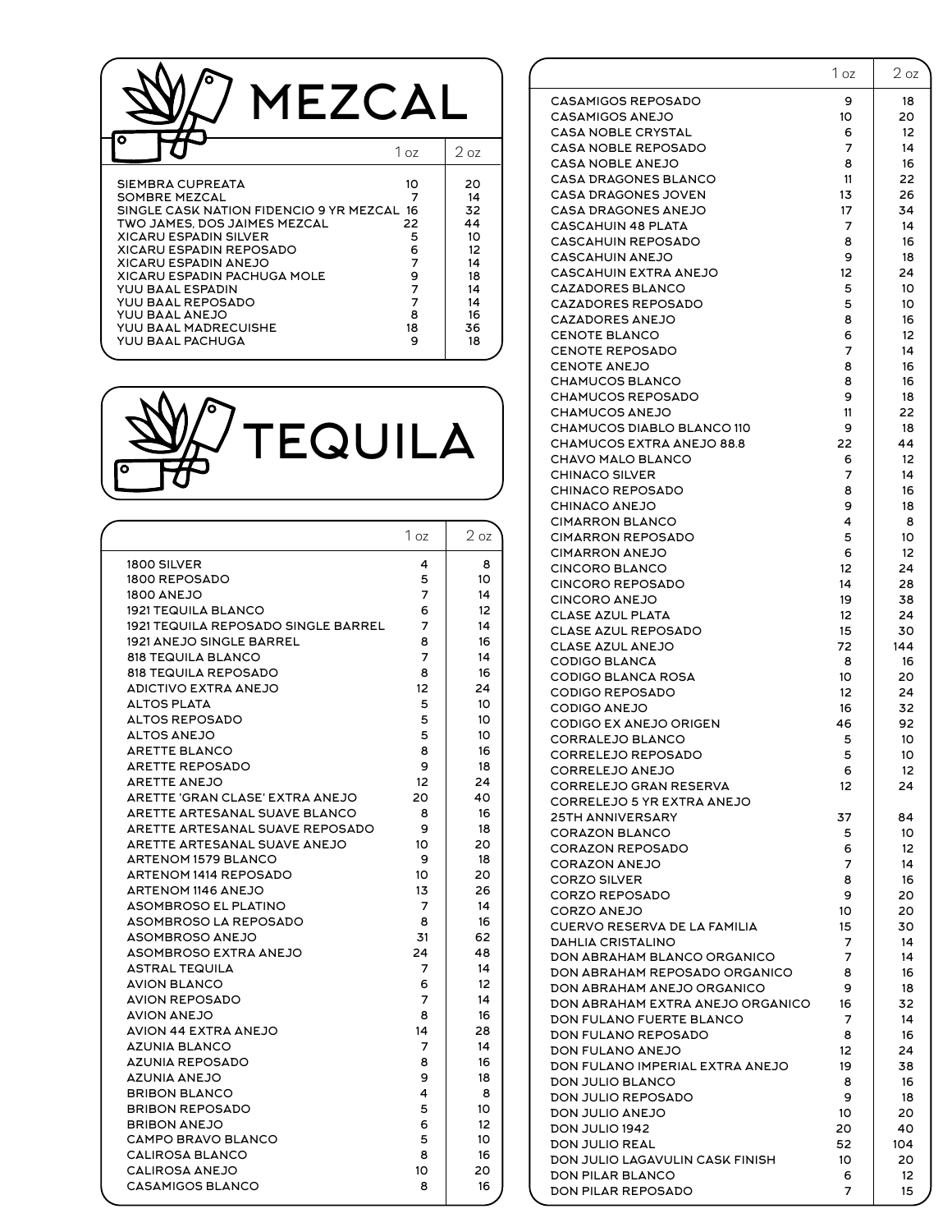# MEZCAL

| | 1 oz | 2 oz |
|---|---|---|
| SIEMBRA CUPREATA | 10 | 20 |
| SOMBRE MEZCAL | 7 | 14 |
| SINGLE CASK NATION FIDENCIO 9 YR MEZCAL | 16 | 32 |
| TWO JAMES, DOS JAIMES MEZCAL | 22 | 44 |
| XICARU ESPADIN SILVER | 5 | 10 |
| XICARU ESPADIN REPOSADO | 6 | 12 |
| XICARU ESPADIN ANEJO | 7 | 14 |
| XICARU ESPADIN PACHUGA MOLE | 9 | 18 |
| YUU BAAL ESPADIN | 7 | 14 |
| YUU BAAL REPOSADO | 7 | 14 |
| YUU BAAL ANEJO | 8 | 16 |
| YUU BAAL MADRECUISHE | 18 | 36 |
| YUU BAAL PACHUGA | 9 | 18 |

# TEQUILA

| | 1 oz | 2 oz |
|---|---|---|
| 1800 SILVER | 4 | 8 |
| 1800 REPOSADO | 5 | 10 |
| 1800 ANEJO | 7 | 14 |
| 1921 TEQUILA BLANCO | 6 | 12 |
| 1921 TEQUILA REPOSADO SINGLE BARREL | 7 | 14 |
| 1921 ANEJO SINGLE BARREL | 8 | 16 |
| 818 TEQUILA BLANCO | 7 | 14 |
| 818 TEQUILA REPOSADO | 8 | 16 |
| ADICTIVO EXTRA ANEJO | 12 | 24 |
| ALTOS PLATA | 5 | 10 |
| ALTOS REPOSADO | 5 | 10 |
| ALTOS ANEJO | 5 | 10 |
| ARETTE BLANCO | 8 | 16 |
| ARETTE REPOSADO | 9 | 18 |
| ARETTE ANEJO | 12 | 24 |
| ARETTE 'GRAN CLASE' EXTRA ANEJO | 20 | 40 |
| ARETTE ARTESANAL SUAVE BLANCO | 8 | 16 |
| ARETTE ARTESANAL SUAVE REPOSADO | 9 | 18 |
| ARETTE ARTESANAL SUAVE ANEJO | 10 | 20 |
| ARTENOM 1579 BLANCO | 9 | 18 |
| ARTENOM 1414 REPOSADO | 10 | 20 |
| ARTENOM 1146 ANEJO | 13 | 26 |
| ASOMBROSO EL PLATINO | 7 | 14 |
| ASOMBROSO LA REPOSADO | 8 | 16 |
| ASOMBROSO ANEJO | 31 | 62 |
| ASOMBROSO EXTRA ANEJO | 24 | 48 |
| ASTRAL TEQUILA | 7 | 14 |
| AVION BLANCO | 6 | 12 |
| AVION REPOSADO | 7 | 14 |
| AVION ANEJO | 8 | 16 |
| AVION 44 EXTRA ANEJO | 14 | 28 |
| AZUNIA BLANCO | 7 | 14 |
| AZUNIA REPOSADO | 8 | 16 |
| AZUNIA ANEJO | 9 | 18 |
| BRIBON BLANCO | 4 | 8 |
| BRIBON REPOSADO | 5 | 10 |
| BRIBON ANEJO | 6 | 12 |
| CAMPO BRAVO BLANCO | 5 | 10 |
| CALIROSA BLANCO | 8 | 16 |
| CALIROSA ANEJO | 10 | 20 |
| CASAMIGOS BLANCO | 8 | 16 |
| CASAMIGOS REPOSADO | 9 | 18 |
| CASAMIGOS ANEJO | 10 | 20 |
| CASA NOBLE CRYSTAL | 6 | 12 |
| CASA NOBLE REPOSADO | 7 | 14 |
| CASA NOBLE ANEJO | 8 | 16 |
| CASA DRAGONES BLANCO | 11 | 22 |
| CASA DRAGONES JOVEN | 13 | 26 |
| CASA DRAGONES ANEJO | 17 | 34 |
| CASCAHUIN 48 PLATA | 7 | 14 |
| CASCAHUIN REPOSADO | 8 | 16 |
| CASCAHUIN ANEJO | 9 | 18 |
| CASCAHUIN EXTRA ANEJO | 12 | 24 |
| CAZADORES BLANCO | 5 | 10 |
| CAZADORES REPOSADO | 5 | 10 |
| CAZADORES ANEJO | 8 | 16 |
| CENOTE BLANCO | 6 | 12 |
| CENOTE REPOSADO | 7 | 14 |
| CENOTE ANEJO | 8 | 16 |
| CHAMUCOS BLANCO | 8 | 16 |
| CHAMUCOS REPOSADO | 9 | 18 |
| CHAMUCOS ANEJO | 11 | 22 |
| CHAMUCOS DIABLO BLANCO 110 | 9 | 18 |
| CHAMUCOS EXTRA ANEJO 88.8 | 22 | 44 |
| CHAVO MALO BLANCO | 6 | 12 |
| CHINACO SILVER | 7 | 14 |
| CHINACO REPOSADO | 8 | 16 |
| CHINACO ANEJO | 9 | 18 |
| CIMARRON BLANCO | 4 | 8 |
| CIMARRON REPOSADO | 5 | 10 |
| CIMARRON ANEJO | 6 | 12 |
| CINCORO BLANCO | 12 | 24 |
| CINCORO REPOSADO | 14 | 28 |
| CINCORO ANEJO | 19 | 38 |
| CLASE AZUL PLATA | 12 | 24 |
| CLASE AZUL REPOSADO | 15 | 30 |
| CLASE AZUL ANEJO | 72 | 144 |
| CODIGO BLANCA | 8 | 16 |
| CODIGO BLANCA ROSA | 10 | 20 |
| CODIGO REPOSADO | 12 | 24 |
| CODIGO ANEJO | 16 | 32 |
| CODIGO EX ANEJO ORIGEN | 46 | 92 |
| CORRALEJO BLANCO | 5 | 10 |
| CORRELEJO REPOSADO | 5 | 10 |
| CORRELEJO ANEJO | 6 | 12 |
| CORRELEJO GRAN RESERVA | 12 | 24 |
| CORRELEJO 5 YR EXTRA ANEJO 25TH ANNIVERSARY | 37 | 84 |
| CORAZON BLANCO | 5 | 10 |
| CORAZON REPOSADO | 6 | 12 |
| CORAZON ANEJO | 7 | 14 |
| CORZO SILVER | 8 | 16 |
| CORZO REPOSADO | 9 | 20 |
| CORZO ANEJO | 10 | 20 |
| CUERVO RESERVA DE LA FAMILIA | 15 | 30 |
| DAHLIA CRISTALINO | 7 | 14 |
| DON ABRAHAM BLANCO ORGANICO | 7 | 14 |
| DON ABRAHAM REPOSADO ORGANICO | 8 | 16 |
| DON ABRAHAM ANEJO ORGANICO | 9 | 18 |
| DON ABRAHAM EXTRA ANEJO ORGANICO | 16 | 32 |
| DON FULANO FUERTE BLANCO | 7 | 14 |
| DON FULANO REPOSADO | 8 | 16 |
| DON FULANO ANEJO | 12 | 24 |
| DON FULANO IMPERIAL EXTRA ANEJO | 19 | 38 |
| DON JULIO BLANCO | 8 | 16 |
| DON JULIO REPOSADO | 9 | 18 |
| DON JULIO ANEJO | 10 | 20 |
| DON JULIO 1942 | 20 | 40 |
| DON JULIO REAL | 52 | 104 |
| DON JULIO LAGAVULIN CASK FINISH | 10 | 20 |
| DON PILAR BLANCO | 6 | 12 |
| DON PILAR REPOSADO | 7 | 15 |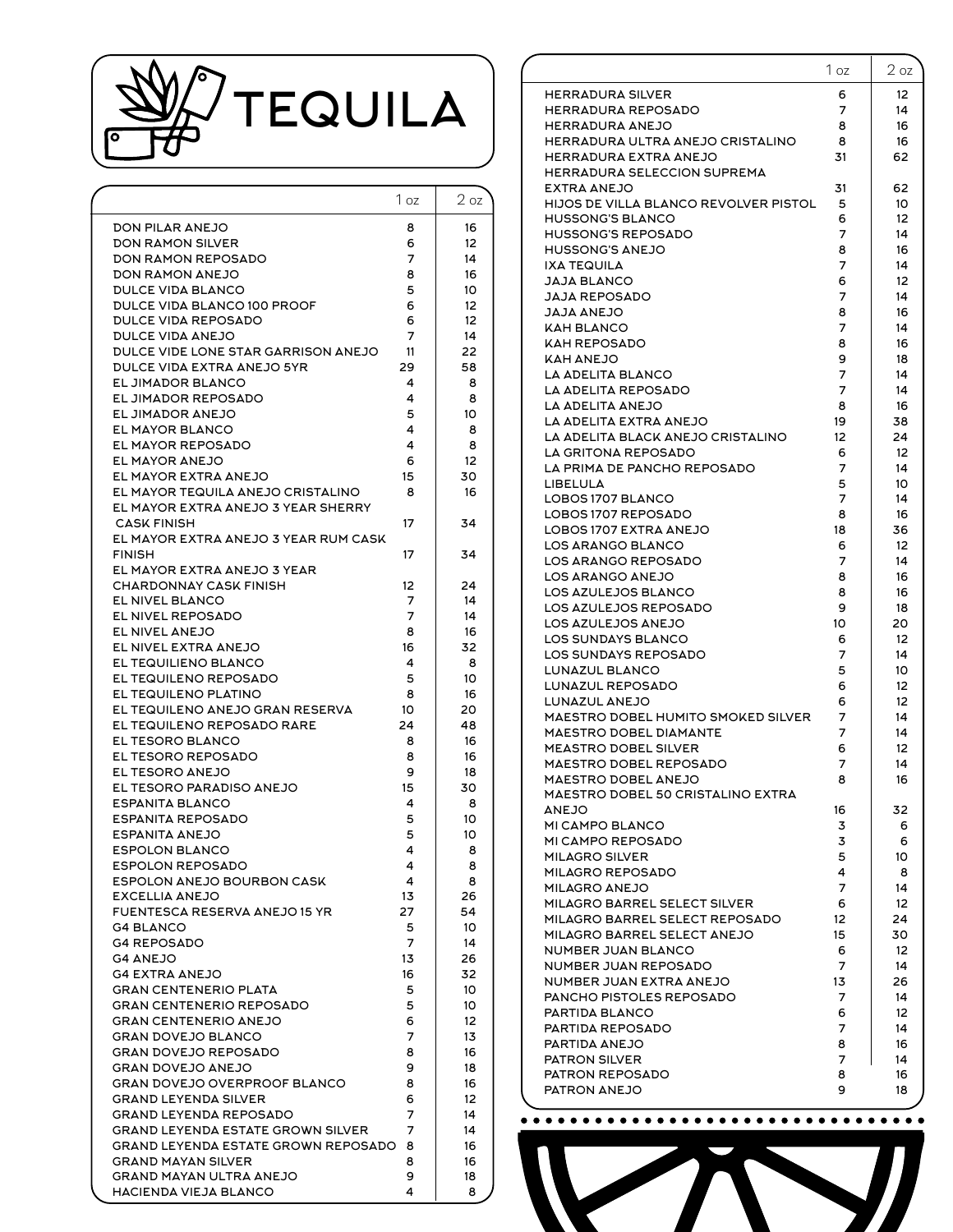# TEQUILA

| | 1 oz | 2 oz |
|---|---|---|
| DON PILAR ANEJO | 8 | 16 |
| DON RAMON SILVER | 6 | 12 |
| DON RAMON REPOSADO | 7 | 14 |
| DON RAMON ANEJO | 8 | 16 |
| DULCE VIDA BLANCO | 5 | 10 |
| DULCE VIDA BLANCO 100 PROOF | 6 | 12 |
| DULCE VIDA REPOSADO | 6 | 12 |
| DULCE VIDA ANEJO | 7 | 14 |
| DULCE VIDE LONE STAR GARRISON ANEJO | 11 | 22 |
| DULCE VIDA EXTRA ANEJO 5YR | 29 | 58 |
| EL JIMADOR BLANCO | 4 | 8 |
| EL JIMADOR REPOSADO | 4 | 8 |
| EL JIMADOR ANEJO | 5 | 10 |
| EL MAYOR BLANCO | 4 | 8 |
| EL MAYOR REPOSADO | 4 | 8 |
| EL MAYOR ANEJO | 6 | 12 |
| EL MAYOR EXTRA ANEJO | 15 | 30 |
| EL MAYOR TEQUILA ANEJO CRISTALINO | 8 | 16 |
| EL MAYOR EXTRA ANEJO 3 YEAR SHERRY CASK FINISH | 17 | 34 |
| EL MAYOR EXTRA ANEJO 3 YEAR RUM CASK FINISH | 17 | 34 |
| EL MAYOR EXTRA ANEJO 3 YEAR CHARDONNAY CASK FINISH | 12 | 24 |
| EL NIVEL BLANCO | 7 | 14 |
| EL NIVEL REPOSADO | 7 | 14 |
| EL NIVEL ANEJO | 8 | 16 |
| EL NIVEL EXTRA ANEJO | 16 | 32 |
| EL TEQUILIENO BLANCO | 4 | 8 |
| EL TEQUILENO REPOSADO | 5 | 10 |
| EL TEQUILENO PLATINO | 8 | 16 |
| EL TEQUILENO ANEJO GRAN RESERVA | 10 | 20 |
| EL TEQUILENO REPOSADO RARE | 24 | 48 |
| EL TESORO BLANCO | 8 | 16 |
| EL TESORO REPOSADO | 8 | 16 |
| EL TESORO ANEJO | 9 | 18 |
| EL TESORO PARADISO ANEJO | 15 | 30 |
| ESPANITA BLANCO | 4 | 8 |
| ESPANITA REPOSADO | 5 | 10 |
| ESPANITA ANEJO | 5 | 10 |
| ESPOLON BLANCO | 4 | 8 |
| ESPOLON REPOSADO | 4 | 8 |
| ESPOLON ANEJO BOURBON CASK | 4 | 8 |
| EXCELLIA ANEJO | 13 | 26 |
| FUENTESCA RESERVA ANEJO 15 YR | 27 | 54 |
| G4 BLANCO | 5 | 10 |
| G4 REPOSADO | 7 | 14 |
| G4 ANEJO | 13 | 26 |
| G4 EXTRA ANEJO | 16 | 32 |
| GRAN CENTENERIO PLATA | 5 | 10 |
| GRAN CENTENERIO REPOSADO | 5 | 10 |
| GRAN CENTENERIO ANEJO | 6 | 12 |
| GRAN DOVEJO BLANCO | 7 | 13 |
| GRAN DOVEJO REPOSADO | 8 | 16 |
| GRAN DOVEJO ANEJO | 9 | 18 |
| GRAN DOVEJO OVERPROOF BLANCO | 8 | 16 |
| GRAND LEYENDA SILVER | 6 | 12 |
| GRAND LEYENDA REPOSADO | 7 | 14 |
| GRAND LEYENDA ESTATE GROWN SILVER | 7 | 14 |
| GRAND LEYENDA ESTATE GROWN REPOSADO | 8 | 16 |
| GRAND MAYAN SILVER | 8 | 16 |
| GRAND MAYAN ULTRA ANEJO | 9 | 18 |
| HACIENDA VIEJA BLANCO | 4 | 8 |
| HERRADURA SILVER | 6 | 12 |
| HERRADURA REPOSADO | 7 | 14 |
| HERRADURA ANEJO | 8 | 16 |
| HERRADURA ULTRA ANEJO CRISTALINO | 8 | 16 |
| HERRADURA EXTRA ANEJO | 31 | 62 |
| HERRADURA SELECCION SUPREMA EXTRA ANEJO | 31 | 62 |
| HIJOS DE VILLA BLANCO REVOLVER PISTOL | 5 | 10 |
| HUSSONG'S BLANCO | 6 | 12 |
| HUSSONG'S REPOSADO | 7 | 14 |
| HUSSONG'S ANEJO | 8 | 16 |
| IXA TEQUILA | 7 | 14 |
| JAJA BLANCO | 6 | 12 |
| JAJA REPOSADO | 7 | 14 |
| JAJA ANEJO | 8 | 16 |
| KAH BLANCO | 7 | 14 |
| KAH REPOSADO | 8 | 16 |
| KAH ANEJO | 9 | 18 |
| LA ADELITA BLANCO | 7 | 14 |
| LA ADELITA REPOSADO | 7 | 14 |
| LA ADELITA ANEJO | 8 | 16 |
| LA ADELITA EXTRA ANEJO | 19 | 38 |
| LA ADELITA BLACK ANEJO CRISTALINO | 12 | 24 |
| LA GRITONA REPOSADO | 6 | 12 |
| LA PRIMA DE PANCHO REPOSADO | 7 | 14 |
| LIBELULA | 5 | 10 |
| LOBOS 1707 BLANCO | 7 | 14 |
| LOBOS 1707 REPOSADO | 8 | 16 |
| LOBOS 1707 EXTRA ANEJO | 18 | 36 |
| LOS ARANGO BLANCO | 6 | 12 |
| LOS ARANGO REPOSADO | 7 | 14 |
| LOS ARANGO ANEJO | 8 | 16 |
| LOS AZULEJOS BLANCO | 8 | 16 |
| LOS AZULEJOS REPOSADO | 9 | 18 |
| LOS AZULEJOS ANEJO | 10 | 20 |
| LOS SUNDAYS BLANCO | 6 | 12 |
| LOS SUNDAYS REPOSADO | 7 | 14 |
| LUNAZUL BLANCO | 5 | 10 |
| LUNAZUL REPOSADO | 6 | 12 |
| LUNAZUL ANEJO | 6 | 12 |
| MAESTRO DOBEL HUMITO SMOKED SILVER | 7 | 14 |
| MAESTRO DOBEL DIAMANTE | 7 | 14 |
| MEASTRO DOBEL SILVER | 6 | 12 |
| MAESTRO DOBEL REPOSADO | 7 | 14 |
| MAESTRO DOBEL ANEJO | 8 | 16 |
| MAESTRO DOBEL 50 CRISTALINO EXTRA ANEJO | 16 | 32 |
| MI CAMPO BLANCO | 3 | 6 |
| MI CAMPO REPOSADO | 3 | 6 |
| MILAGRO SILVER | 5 | 10 |
| MILAGRO REPOSADO | 4 | 8 |
| MILAGRO ANEJO | 7 | 14 |
| MILAGRO BARREL SELECT SILVER | 6 | 12 |
| MILAGRO BARREL SELECT REPOSADO | 12 | 24 |
| MILAGRO BARREL SELECT ANEJO | 15 | 30 |
| NUMBER JUAN BLANCO | 6 | 12 |
| NUMBER JUAN REPOSADO | 7 | 14 |
| NUMBER JUAN EXTRA ANEJO | 13 | 26 |
| PANCHO PISTOLES REPOSADO | 7 | 14 |
| PARTIDA BLANCO | 6 | 12 |
| PARTIDA REPOSADO | 7 | 14 |
| PARTIDA ANEJO | 8 | 16 |
| PATRON SILVER | 7 | 14 |
| PATRON REPOSADO | 8 | 16 |
| PATRON ANEJO | 9 | 18 |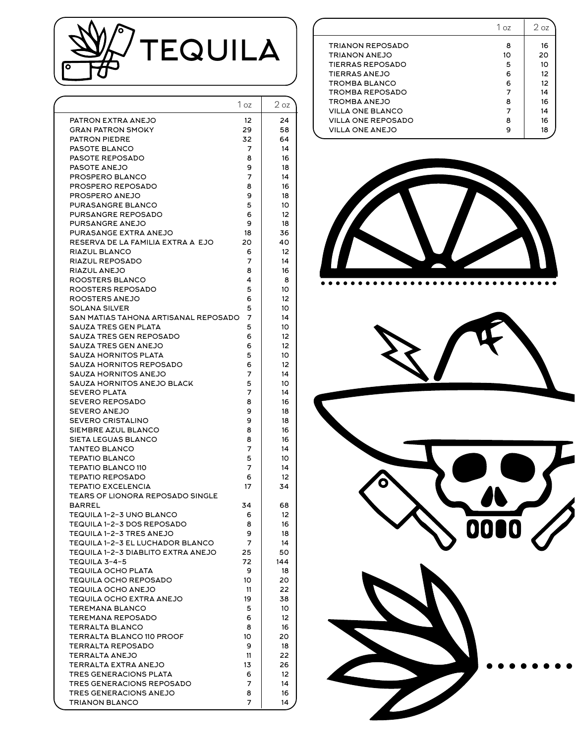# TEQUILA

| | 1 oz | 2 oz |
|---|---|---|
| PATRON EXTRA ANEJO | 12 | 24 |
| GRAN PATRON SMOKY | 29 | 58 |
| PATRON PIEDRE | 32 | 64 |
| PASOTE BLANCO | 7 | 14 |
| PASOTE REPOSADO | 8 | 16 |
| PASOTE ANEJO | 9 | 18 |
| PROSPERO BLANCO | 7 | 14 |
| PROSPERO REPOSADO | 8 | 16 |
| PROSPERO ANEJO | 9 | 18 |
| PURASANGRE BLANCO | 5 | 10 |
| PURSANGRE REPOSADO | 6 | 12 |
| PURSANGRE ANEJO | 9 | 18 |
| PURASANGE EXTRA ANEJO | 18 | 36 |
| RESERVA DE LA FAMILIA EXTRA A EJO | 20 | 40 |
| RIAZUL BLANCO | 6 | 12 |
| RIAZUL REPOSADO | 7 | 14 |
| RIAZUL ANEJO | 8 | 16 |
| ROOSTERS BLANCO | 4 | 8 |
| ROOSTERS REPOSADO | 5 | 10 |
| ROOSTERS ANEJO | 6 | 12 |
| SOLANA SILVER | 5 | 10 |
| SAN MATIAS TAHONA ARTISANAL REPOSADO | 7 | 14 |
| SAUZA TRES GEN PLATA | 5 | 10 |
| SAUZA TRES GEN REPOSADO | 6 | 12 |
| SAUZA TRES GEN ANEJO | 6 | 12 |
| SAUZA HORNITOS PLATA | 5 | 10 |
| SAUZA HORNITOS REPOSADO | 6 | 12 |
| SAUZA HORNITOS ANEJO | 7 | 14 |
| SAUZA HORNITOS ANEJO BLACK | 5 | 10 |
| SEVERO PLATA | 7 | 14 |
| SEVERO REPOSADO | 8 | 16 |
| SEVERO ANEJO | 9 | 18 |
| SEVERO CRISTALINO | 9 | 18 |
| SIEMBRE AZUL BLANCO | 8 | 16 |
| SIETA LEGUAS BLANCO | 8 | 16 |
| TANTEO BLANCO | 7 | 14 |
| TEPATIO BLANCO | 5 | 10 |
| TEPATIO BLANCO 110 | 7 | 14 |
| TEPATIO REPOSADO | 6 | 12 |
| TEPATIO EXCELENCIA | 17 | 34 |
| TEARS OF LIONORA REPOSADO SINGLE BARREL | 34 | 68 |
| TEQUILA 1-2-3 UNO BLANCO | 6 | 12 |
| TEQUILA 1-2-3 DOS REPOSADO | 8 | 16 |
| TEQUILA 1-2-3 TRES ANEJO | 9 | 18 |
| TEQUILA 1-2-3 EL LUCHADOR BLANCO | 7 | 14 |
| TEQUILA 1-2-3 DIABLITO EXTRA ANEJO | 25 | 50 |
| TEQUILA 3-4-5 | 72 | 144 |
| TEQUILA OCHO PLATA | 9 | 18 |
| TEQUILA OCHO REPOSADO | 10 | 20 |
| TEQUILA OCHO ANEJO | 11 | 22 |
| TEQUILA OCHO EXTRA ANEJO | 19 | 38 |
| TEREMANA BLANCO | 5 | 10 |
| TEREMANA REPOSADO | 6 | 12 |
| TERRALTA BLANCO | 8 | 16 |
| TERRALTA BLANCO 110 PROOF | 10 | 20 |
| TERRALTA REPOSADO | 9 | 18 |
| TERRALTA ANEJO | 11 | 22 |
| TERRALTA EXTRA ANEJO | 13 | 26 |
| TRES GENERACIONS PLATA | 6 | 12 |
| TRES GENERACIONS REPOSADO | 7 | 14 |
| TRES GENERACIONS ANEJO | 8 | 16 |
| TRIANON BLANCO | 7 | 14 |
| TRIANON REPOSADO | 8 | 16 |
| TRIANON ANEJO | 10 | 20 |
| TIERRAS REPOSADO | 5 | 10 |
| TIERRAS ANEJO | 6 | 12 |
| TROMBA BLANCO | 6 | 12 |
| TROMBA REPOSADO | 7 | 14 |
| TROMBA ANEJO | 8 | 16 |
| VILLA ONE BLANCO | 7 | 14 |
| VILLA ONE REPOSADO | 8 | 16 |
| VILLA ONE ANEJO | 9 | 18 |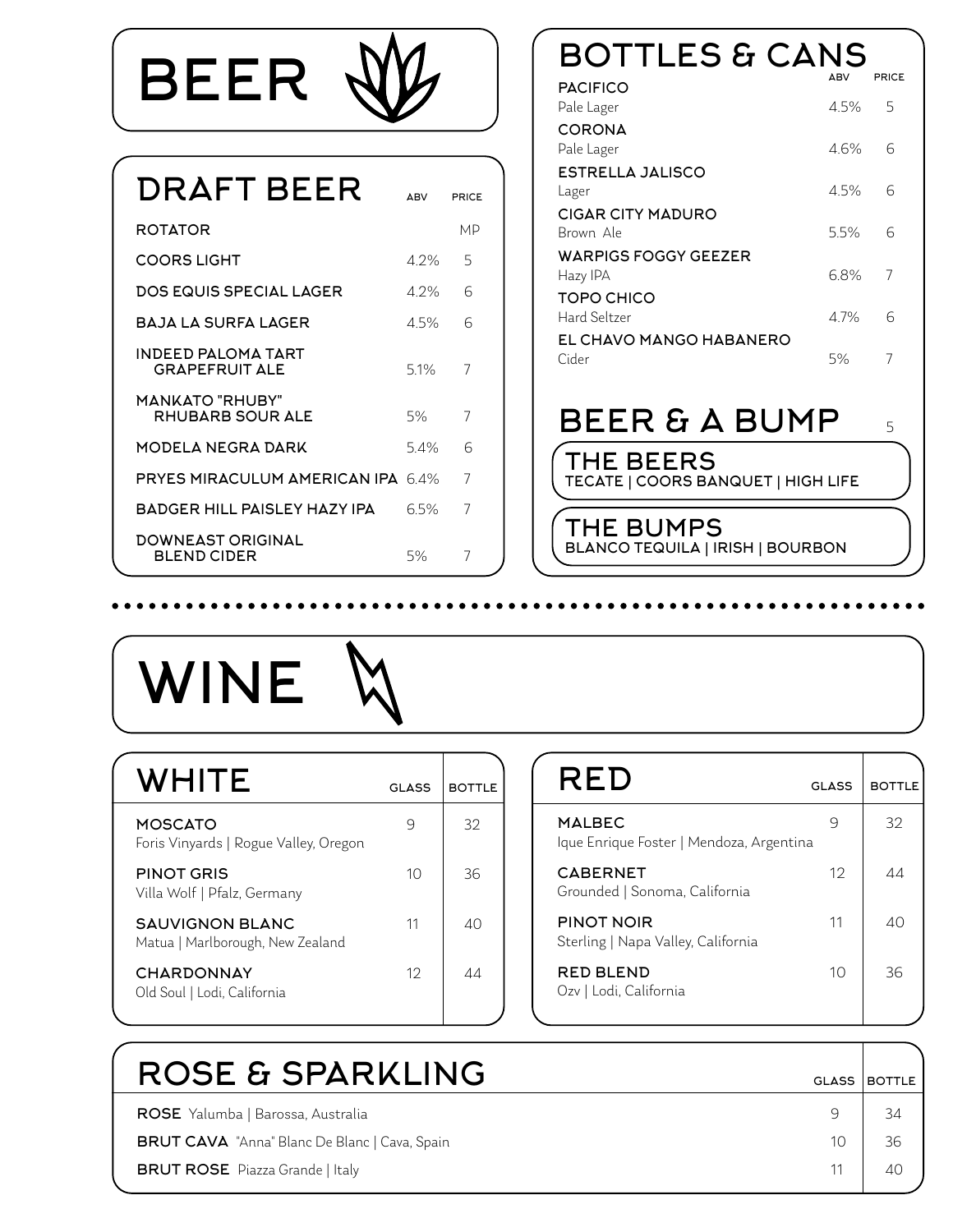# BEER

## DRAFT BEER

| | ABV | PRICE |
|---|---|---|
| ROTATOR | | MP |
| COORS LIGHT | 4.2% | 5 |
| DOS EQUIS SPECIAL LAGER | 4.2% | 6 |
| BAJA LA SURFA LAGER | 4.5% | 6 |
| INDEED PALOMA TART GRAPEFRUIT ALE | 5.1% | 7 |
| MANKATO "RHUBY" RHUBARB SOUR ALE | 5% | 7 |
| MODELA NEGRA DARK | 5.4% | 6 |
| PRYES MIRACULUM AMERICAN IPA | 6.4% | 7 |
| BADGER HILL PAISLEY HAZY IPA | 6.5% | 7 |
| DOWNEAST ORIGINAL BLEND CIDER | 5% | 7 |

## BOTTLES & CANS

| | ABV | PRICE |
|---|---|---|
| **PACIFICO**<br>Pale Lager | 4.5% | 5 |
| **CORONA**<br>Pale Lager | 4.6% | 6 |
| **ESTRELLA JALISCO**<br>Lager | 4.5% | 6 |
| **CIGAR CITY MADURO**<br>Brown Ale | 5.5% | 6 |
| **WARPIGS FOGGY GEEZER**<br>Hazy IPA | 6.8% | 7 |
| **TOPO CHICO**<br>Hard Seltzer | 4.7% | 6 |
| **EL CHAVO MANGO HABANERO**<br>Cider | 5% | 7 |

## BEER & A BUMP 5

### THE BEERS
TECATE | COORS BANQUET | HIGH LIFE

### THE BUMPS
BLANCO TEQUILA | IRISH | BOURBON

# WINE

## WHITE

| | GLASS | BOTTLE |
|---|---|---|
| **MOSCATO**<br>Foris Vinyards \| Rogue Valley, Oregon | 9 | 32 |
| **PINOT GRIS**<br>Villa Wolf \| Pfalz, Germany | 10 | 36 |
| **SAUVIGNON BLANC**<br>Matua \| Marlborough, New Zealand | 11 | 40 |
| **CHARDONNAY**<br>Old Soul \| Lodi, California | 12 | 44 |

## RED

| | GLASS | BOTTLE |
|---|---|---|
| **MALBEC**<br>Ique Enrique Foster \| Mendoza, Argentina | 9 | 32 |
| **CABERNET**<br>Grounded \| Sonoma, California | 12 | 44 |
| **PINOT NOIR**<br>Sterling \| Napa Valley, California | 11 | 40 |
| **RED BLEND**<br>Ozv \| Lodi, California | 10 | 36 |

## ROSE & SPARKLING

| | GLASS | BOTTLE |
|---|---|---|
| **ROSE** Yalumba \| Barossa, Australia | 9 | 34 |
| **BRUT CAVA** "Anna" Blanc De Blanc \| Cava, Spain | 10 | 36 |
| **BRUT ROSE** Piazza Grande \| Italy | 11 | 40 |